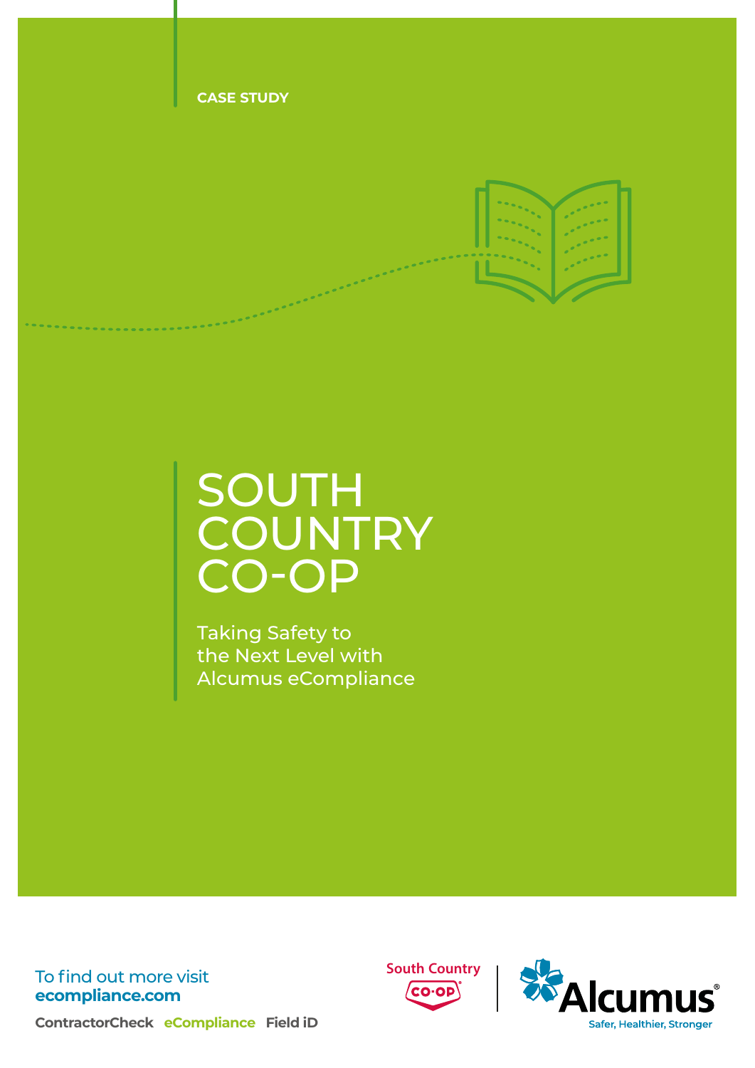CASE STUDY

# SOUTH COUNTRY CO-OP

## Taking Safety to the Next Level with Alcumus eCompliance

To find out more visit
**ecompliance.com**

**ContractorCheck** **eCompliance** **Field iD**

South Country CO-OP

Alcumus
Safer, Healthier, Stronger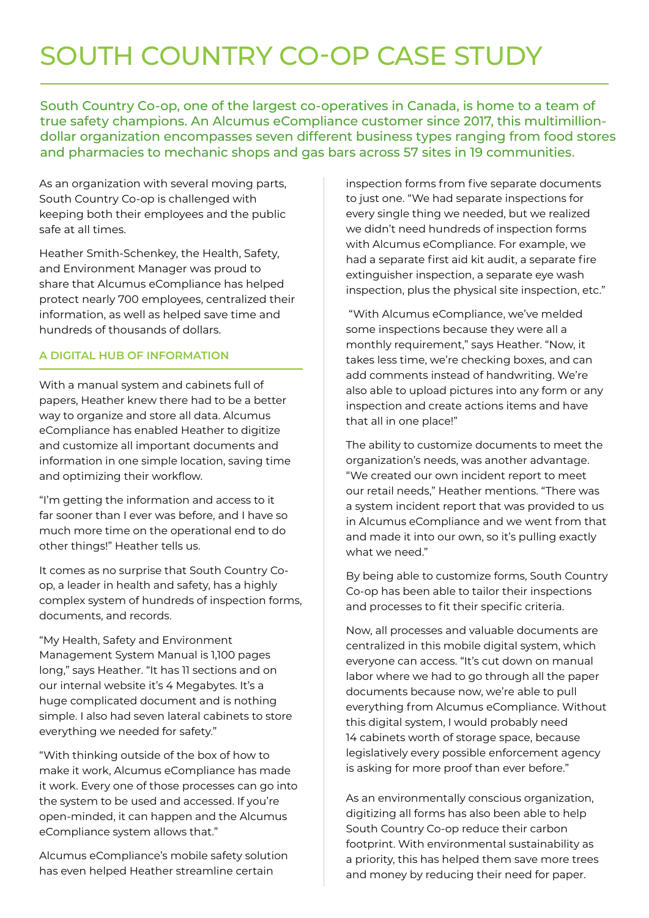# SOUTH COUNTRY CO-OP CASE STUDY

South Country Co-op, one of the largest co-operatives in Canada, is home to a team of true safety champions. An Alcumus eCompliance customer since 2017, this multimillion-dollar organization encompasses seven different business types ranging from food stores and pharmacies to mechanic shops and gas bars across 57 sites in 19 communities.

As an organization with several moving parts, South Country Co-op is challenged with keeping both their employees and the public safe at all times.

Heather Smith-Schenkey, the Health, Safety, and Environment Manager was proud to share that Alcumus eCompliance has helped protect nearly 700 employees, centralized their information, as well as helped save time and hundreds of thousands of dollars.

### A DIGITAL HUB OF INFORMATION

With a manual system and cabinets full of papers, Heather knew there had to be a better way to organize and store all data. Alcumus eCompliance has enabled Heather to digitize and customize all important documents and information in one simple location, saving time and optimizing their workflow.

"I'm getting the information and access to it far sooner than I ever was before, and I have so much more time on the operational end to do other things!" Heather tells us.

It comes as no surprise that South Country Co-op, a leader in health and safety, has a highly complex system of hundreds of inspection forms, documents, and records.

"My Health, Safety and Environment Management System Manual is 1,100 pages long," says Heather. "It has 11 sections and on our internal website it's 4 Megabytes. It's a huge complicated document and is nothing simple. I also had seven lateral cabinets to store everything we needed for safety."

"With thinking outside of the box of how to make it work, Alcumus eCompliance has made it work. Every one of those processes can go into the system to be used and accessed. If you're open-minded, it can happen and the Alcumus eCompliance system allows that."

Alcumus eCompliance's mobile safety solution has even helped Heather streamline certain inspection forms from five separate documents to just one. "We had separate inspections for every single thing we needed, but we realized we didn't need hundreds of inspection forms with Alcumus eCompliance. For example, we had a separate first aid kit audit, a separate fire extinguisher inspection, a separate eye wash inspection, plus the physical site inspection, etc."

"With Alcumus eCompliance, we've melded some inspections because they were all a monthly requirement," says Heather. "Now, it takes less time, we're checking boxes, and can add comments instead of handwriting. We're also able to upload pictures into any form or any inspection and create actions items and have that all in one place!"

The ability to customize documents to meet the organization's needs, was another advantage. "We created our own incident report to meet our retail needs," Heather mentions. "There was a system incident report that was provided to us in Alcumus eCompliance and we went from that and made it into our own, so it's pulling exactly what we need."

By being able to customize forms, South Country Co-op has been able to tailor their inspections and processes to fit their specific criteria.

Now, all processes and valuable documents are centralized in this mobile digital system, which everyone can access. "It's cut down on manual labor where we had to go through all the paper documents because now, we're able to pull everything from Alcumus eCompliance. Without this digital system, I would probably need 14 cabinets worth of storage space, because legislatively every possible enforcement agency is asking for more proof than ever before."

As an environmentally conscious organization, digitizing all forms has also been able to help South Country Co-op reduce their carbon footprint. With environmental sustainability as a priority, this has helped them save more trees and money by reducing their need for paper.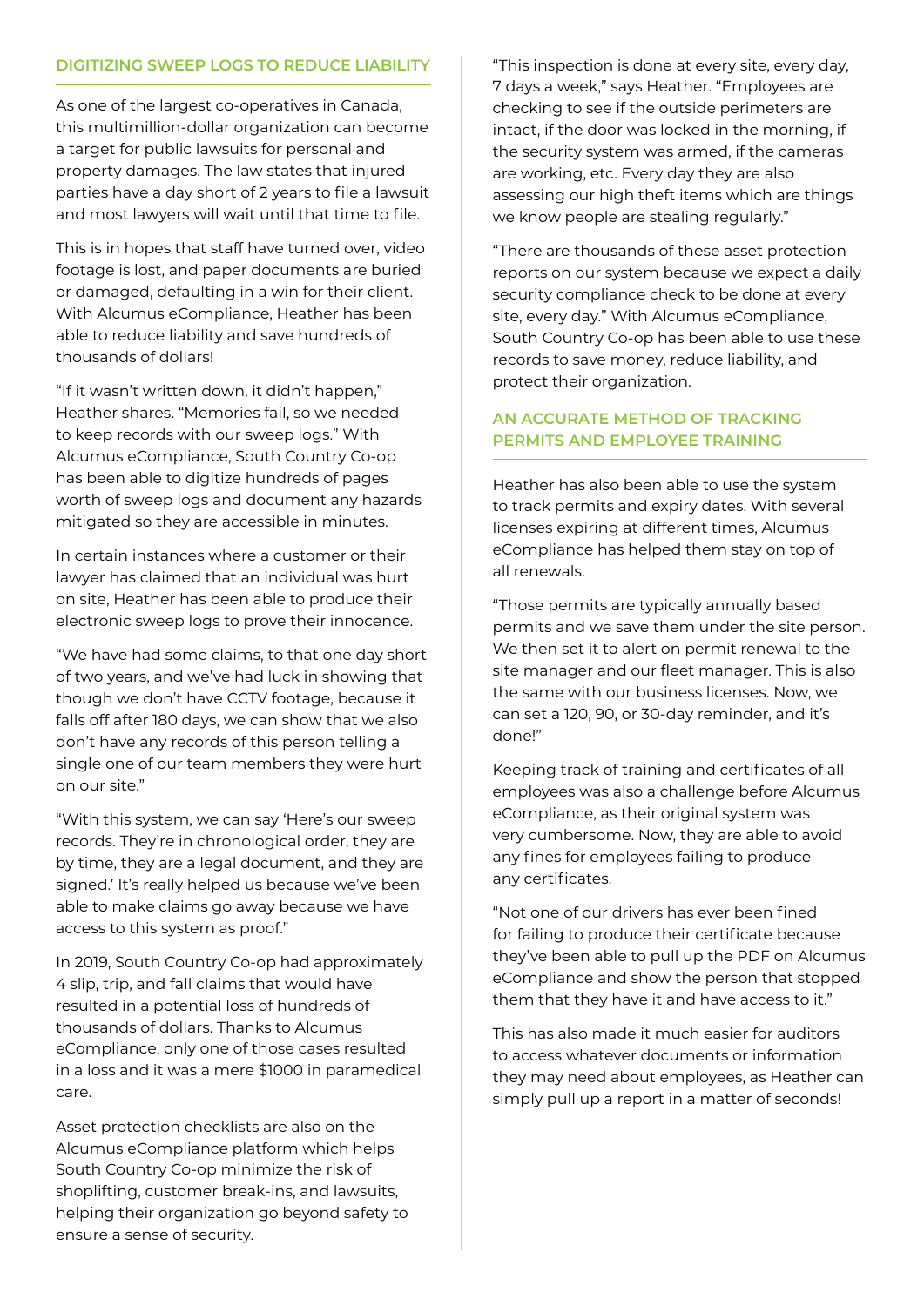## DIGITIZING SWEEP LOGS TO REDUCE LIABILITY

As one of the largest co-operatives in Canada, this multimillion-dollar organization can become a target for public lawsuits for personal and property damages. The law states that injured parties have a day short of 2 years to file a lawsuit and most lawyers will wait until that time to file.

This is in hopes that staff have turned over, video footage is lost, and paper documents are buried or damaged, defaulting in a win for their client. With Alcumus eCompliance, Heather has been able to reduce liability and save hundreds of thousands of dollars!

"If it wasn't written down, it didn't happen," Heather shares. "Memories fail, so we needed to keep records with our sweep logs." With Alcumus eCompliance, South Country Co-op has been able to digitize hundreds of pages worth of sweep logs and document any hazards mitigated so they are accessible in minutes.

In certain instances where a customer or their lawyer has claimed that an individual was hurt on site, Heather has been able to produce their electronic sweep logs to prove their innocence.

"We have had some claims, to that one day short of two years, and we've had luck in showing that though we don't have CCTV footage, because it falls off after 180 days, we can show that we also don't have any records of this person telling a single one of our team members they were hurt on our site."

"With this system, we can say 'Here's our sweep records. They're in chronological order, they are by time, they are a legal document, and they are signed.' It's really helped us because we've been able to make claims go away because we have access to this system as proof."

In 2019, South Country Co-op had approximately 4 slip, trip, and fall claims that would have resulted in a potential loss of hundreds of thousands of dollars. Thanks to Alcumus eCompliance, only one of those cases resulted in a loss and it was a mere $1000 in paramedical care.

Asset protection checklists are also on the Alcumus eCompliance platform which helps South Country Co-op minimize the risk of shoplifting, customer break-ins, and lawsuits, helping their organization go beyond safety to ensure a sense of security.

"This inspection is done at every site, every day, 7 days a week," says Heather. "Employees are checking to see if the outside perimeters are intact, if the door was locked in the morning, if the security system was armed, if the cameras are working, etc. Every day they are also assessing our high theft items which are things we know people are stealing regularly."

"There are thousands of these asset protection reports on our system because we expect a daily security compliance check to be done at every site, every day." With Alcumus eCompliance, South Country Co-op has been able to use these records to save money, reduce liability, and protect their organization.

## AN ACCURATE METHOD OF TRACKING PERMITS AND EMPLOYEE TRAINING

Heather has also been able to use the system to track permits and expiry dates. With several licenses expiring at different times, Alcumus eCompliance has helped them stay on top of all renewals.

"Those permits are typically annually based permits and we save them under the site person. We then set it to alert on permit renewal to the site manager and our fleet manager. This is also the same with our business licenses. Now, we can set a 120, 90, or 30-day reminder, and it's done!"

Keeping track of training and certificates of all employees was also a challenge before Alcumus eCompliance, as their original system was very cumbersome. Now, they are able to avoid any fines for employees failing to produce any certificates.

"Not one of our drivers has ever been fined for failing to produce their certificate because they've been able to pull up the PDF on Alcumus eCompliance and show the person that stopped them that they have it and have access to it."

This has also made it much easier for auditors to access whatever documents or information they may need about employees, as Heather can simply pull up a report in a matter of seconds!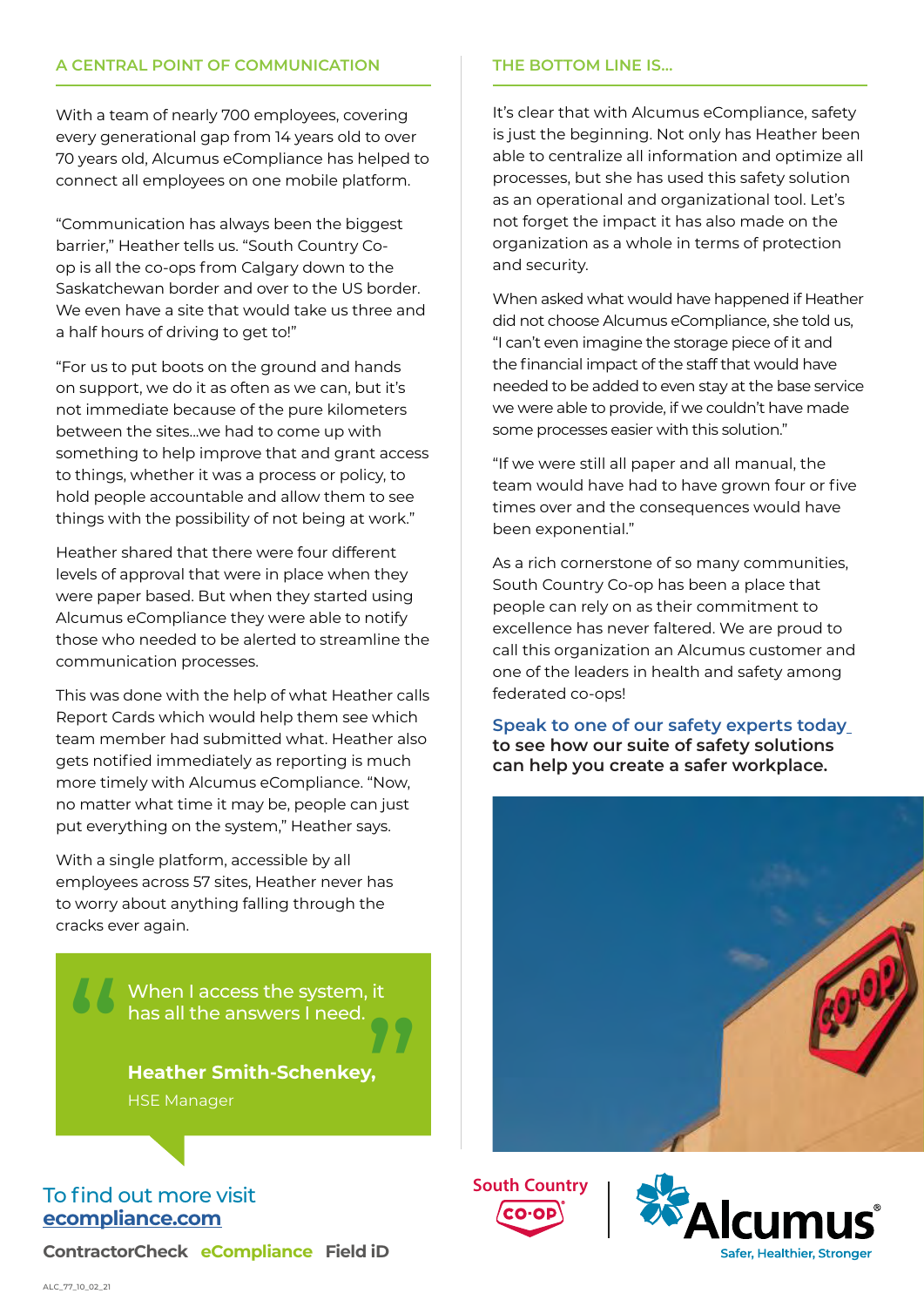## A CENTRAL POINT OF COMMUNICATION

With a team of nearly 700 employees, covering every generational gap from 14 years old to over 70 years old, Alcumus eCompliance has helped to connect all employees on one mobile platform.

"Communication has always been the biggest barrier," Heather tells us. "South Country Co-op is all the co-ops from Calgary down to the Saskatchewan border and over to the US border. We even have a site that would take us three and a half hours of driving to get to!"

"For us to put boots on the ground and hands on support, we do it as often as we can, but it's not immediate because of the pure kilometers between the sites...we had to come up with something to help improve that and grant access to things, whether it was a process or policy, to hold people accountable and allow them to see things with the possibility of not being at work."

Heather shared that there were four different levels of approval that were in place when they were paper based. But when they started using Alcumus eCompliance they were able to notify those who needed to be alerted to streamline the communication processes.

This was done with the help of what Heather calls Report Cards which would help them see which team member had submitted what. Heather also gets notified immediately as reporting is much more timely with Alcumus eCompliance. "Now, no matter what time it may be, people can just put everything on the system," Heather says.

With a single platform, accessible by all employees across 57 sites, Heather never has to worry about anything falling through the cracks ever again.

> "When I access the system, it has all the answers I need."
>
> **Heather Smith-Schenkey,**
> HSE Manager

## THE BOTTOM LINE IS...

It's clear that with Alcumus eCompliance, safety is just the beginning. Not only has Heather been able to centralize all information and optimize all processes, but she has used this safety solution as an operational and organizational tool. Let's not forget the impact it has also made on the organization as a whole in terms of protection and security.

When asked what would have happened if Heather did not choose Alcumus eCompliance, she told us, "I can't even imagine the storage piece of it and the financial impact of the staff that would have needed to be added to even stay at the base service we were able to provide, if we couldn't have made some processes easier with this solution."

"If we were still all paper and all manual, the team would have had to have grown four or five times over and the consequences would have been exponential."

As a rich cornerstone of so many communities, South Country Co-op has been a place that people can rely on as their commitment to excellence has never faltered. We are proud to call this organization an Alcumus customer and one of the leaders in health and safety among federated co-ops!

**Speak to one of our safety experts today to see how our suite of safety solutions can help you create a safer workplace.**

To find out more visit **ecompliance.com**

**ContractorCheck eCompliance Field iD**

South Country CO-OP | Alcumus — Safer, Healthier, Stronger

ALC_77_10_02_21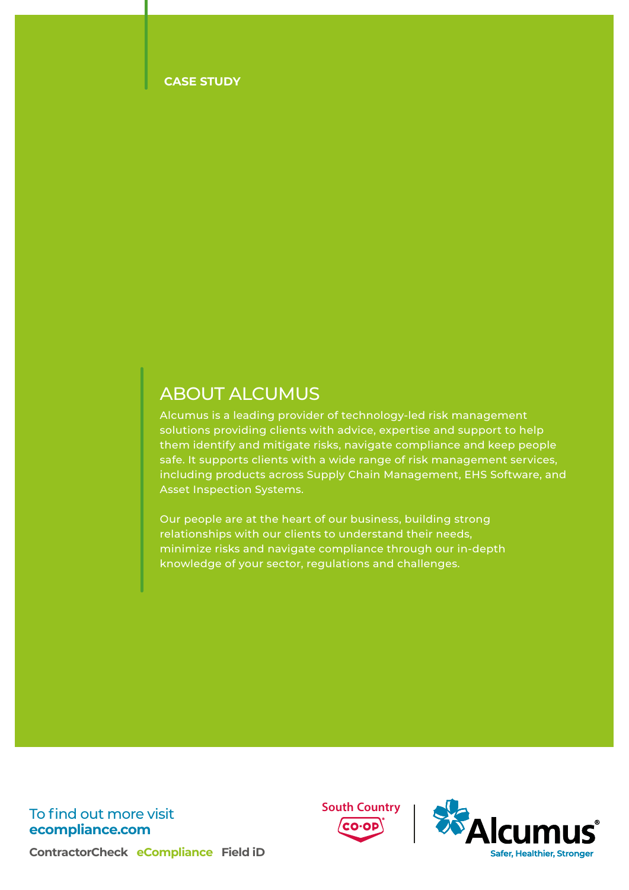CASE STUDY

## ABOUT ALCUMUS

Alcumus is a leading provider of technology-led risk management solutions providing clients with advice, expertise and support to help them identify and mitigate risks, navigate compliance and keep people safe. It supports clients with a wide range of risk management services, including products across Supply Chain Management, EHS Software, and Asset Inspection Systems.

Our people are at the heart of our business, building strong relationships with our clients to understand their needs, minimize risks and navigate compliance through our in-depth knowledge of your sector, regulations and challenges.

To find out more visit
**ecompliance.com**

**ContractorCheck** **eCompliance** **Field iD**

South Country CO-OP

Alcumus
Safer, Healthier, Stronger